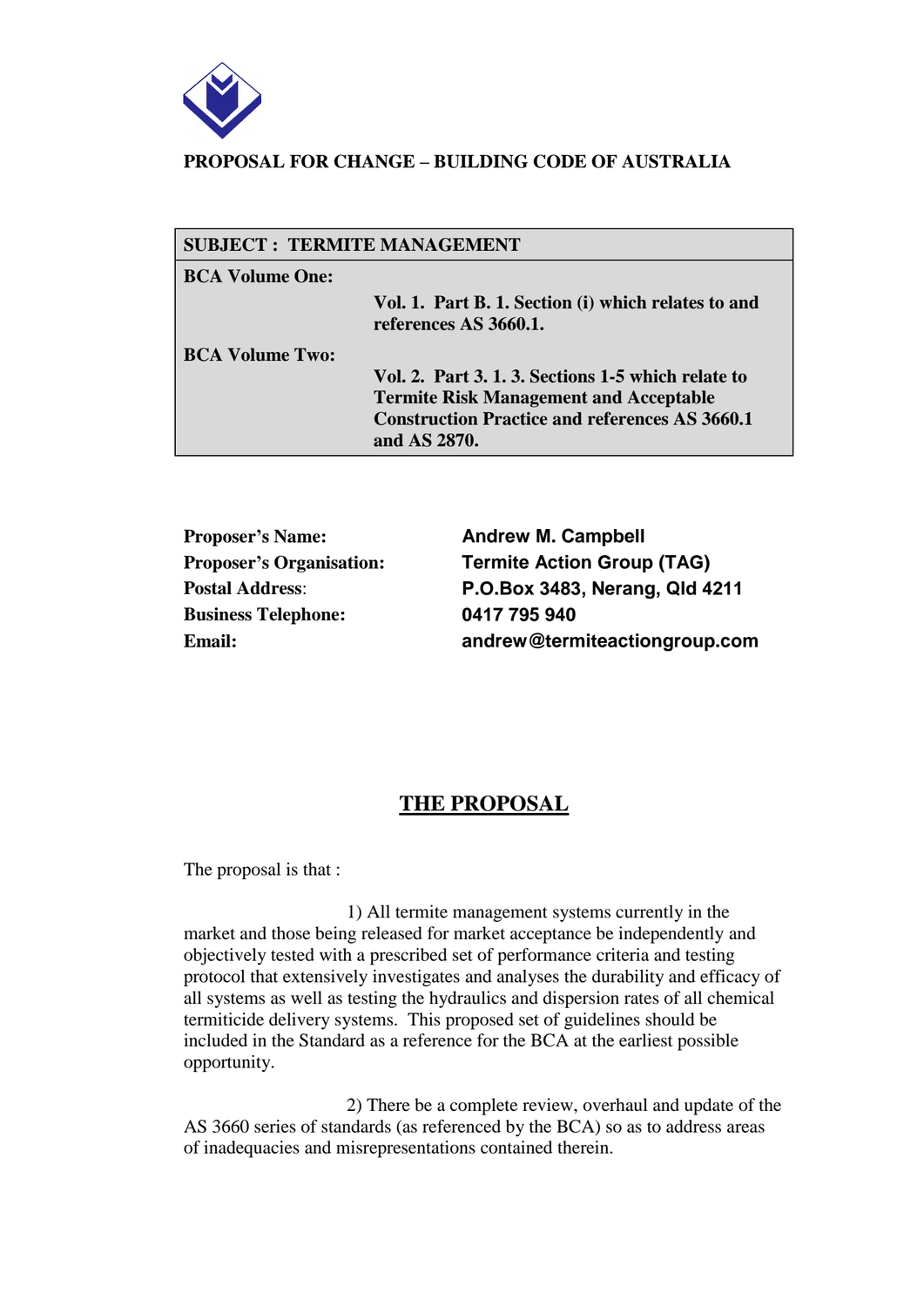**PROPOSAL FOR CHANGE – BUILDING CODE OF AUSTRALIA**

| **SUBJECT : TERMITE MANAGEMENT** | |
|---|---|
| **BCA Volume One:** | |
| | **Vol. 1. Part B. 1. Section (i) which relates to and references AS 3660.1.** |
| **BCA Volume Two:** | |
| | **Vol. 2. Part 3. 1. 3. Sections 1-5 which relate to Termite Risk Management and Acceptable Construction Practice and references AS 3660.1 and AS 2870.** |

| | |
|---|---|
| **Proposer's Name:** | **Andrew M. Campbell** |
| **Proposer's Organisation:** | **Termite Action Group (TAG)** |
| **Postal Address:** | **P.O.Box 3483, Nerang, Qld 4211** |
| **Business Telephone:** | **0417 795 940** |
| **Email:** | **andrew@termiteactiongroup.com** |

# THE PROPOSAL

The proposal is that :

1) All termite management systems currently in the market and those being released for market acceptance be independently and objectively tested with a prescribed set of performance criteria and testing protocol that extensively investigates and analyses the durability and efficacy of all systems as well as testing the hydraulics and dispersion rates of all chemical termiticide delivery systems. This proposed set of guidelines should be included in the Standard as a reference for the BCA at the earliest possible opportunity.

2) There be a complete review, overhaul and update of the AS 3660 series of standards (as referenced by the BCA) so as to address areas of inadequacies and misrepresentations contained therein.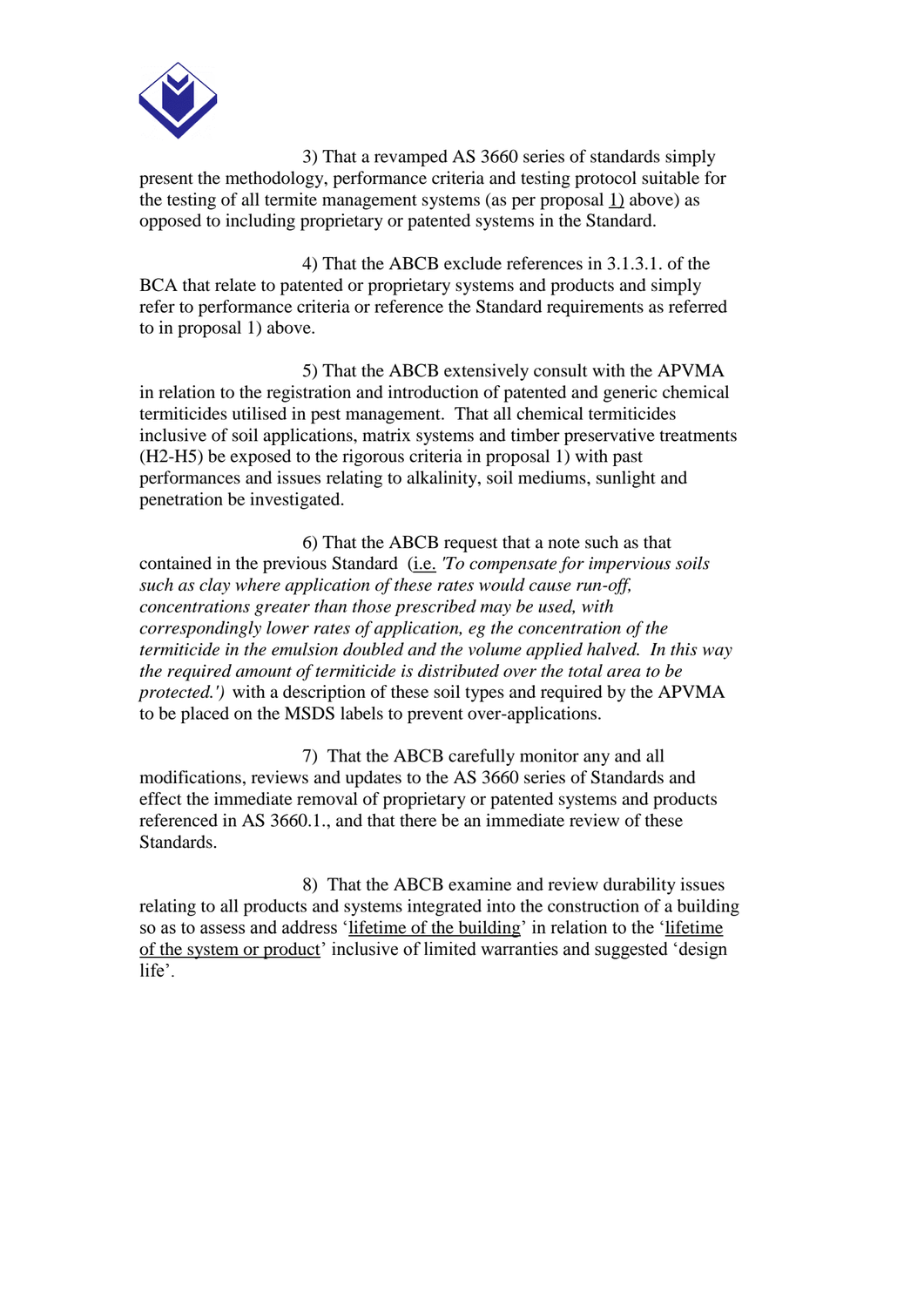3) That a revamped AS 3660 series of standards simply present the methodology, performance criteria and testing protocol suitable for the testing of all termite management systems (as per proposal 1) above) as opposed to including proprietary or patented systems in the Standard.

4) That the ABCB exclude references in 3.1.3.1. of the BCA that relate to patented or proprietary systems and products and simply refer to performance criteria or reference the Standard requirements as referred to in proposal 1) above.

5) That the ABCB extensively consult with the APVMA in relation to the registration and introduction of patented and generic chemical termiticides utilised in pest management. That all chemical termiticides inclusive of soil applications, matrix systems and timber preservative treatments (H2-H5) be exposed to the rigorous criteria in proposal 1) with past performances and issues relating to alkalinity, soil mediums, sunlight and penetration be investigated.

6) That the ABCB request that a note such as that contained in the previous Standard (i.e. *'To compensate for impervious soils such as clay where application of these rates would cause run-off, concentrations greater than those prescribed may be used, with correspondingly lower rates of application, eg the concentration of the termiticide in the emulsion doubled and the volume applied halved. In this way the required amount of termiticide is distributed over the total area to be protected.')* with a description of these soil types and required by the APVMA to be placed on the MSDS labels to prevent over-applications.

7) That the ABCB carefully monitor any and all modifications, reviews and updates to the AS 3660 series of Standards and effect the immediate removal of proprietary or patented systems and products referenced in AS 3660.1., and that there be an immediate review of these Standards.

8) That the ABCB examine and review durability issues relating to all products and systems integrated into the construction of a building so as to assess and address 'lifetime of the building' in relation to the 'lifetime of the system or product' inclusive of limited warranties and suggested 'design life'.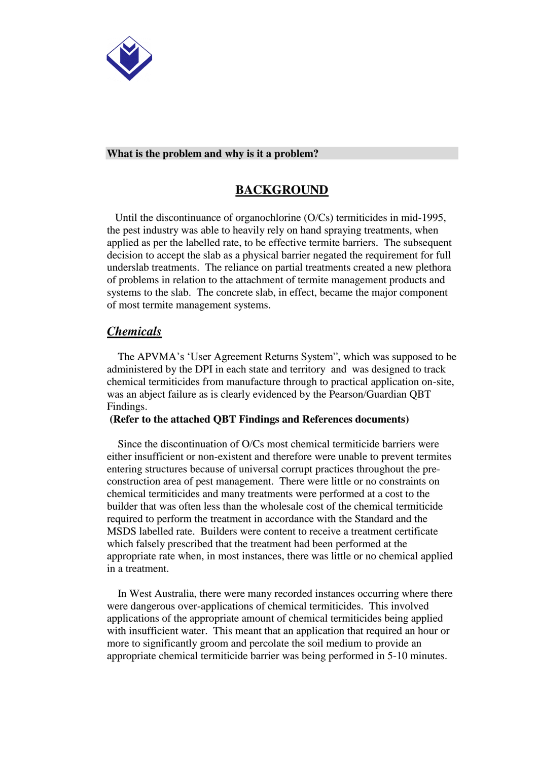**What is the problem and why is it a problem?**

## BACKGROUND

Until the discontinuance of organochlorine (O/Cs) termiticides in mid-1995, the pest industry was able to heavily rely on hand spraying treatments, when applied as per the labelled rate, to be effective termite barriers. The subsequent decision to accept the slab as a physical barrier negated the requirement for full underslab treatments. The reliance on partial treatments created a new plethora of problems in relation to the attachment of termite management products and systems to the slab. The concrete slab, in effect, became the major component of most termite management systems.

### *Chemicals*

The APVMA's 'User Agreement Returns System", which was supposed to be administered by the DPI in each state and territory and was designed to track chemical termiticides from manufacture through to practical application on-site, was an abject failure as is clearly evidenced by the Pearson/Guardian QBT Findings.

**(Refer to the attached QBT Findings and References documents)**

Since the discontinuation of O/Cs most chemical termiticide barriers were either insufficient or non-existent and therefore were unable to prevent termites entering structures because of universal corrupt practices throughout the pre-construction area of pest management. There were little or no constraints on chemical termiticides and many treatments were performed at a cost to the builder that was often less than the wholesale cost of the chemical termiticide required to perform the treatment in accordance with the Standard and the MSDS labelled rate. Builders were content to receive a treatment certificate which falsely prescribed that the treatment had been performed at the appropriate rate when, in most instances, there was little or no chemical applied in a treatment.

In West Australia, there were many recorded instances occurring where there were dangerous over-applications of chemical termiticides. This involved applications of the appropriate amount of chemical termiticides being applied with insufficient water. This meant that an application that required an hour or more to significantly groom and percolate the soil medium to provide an appropriate chemical termiticide barrier was being performed in 5-10 minutes.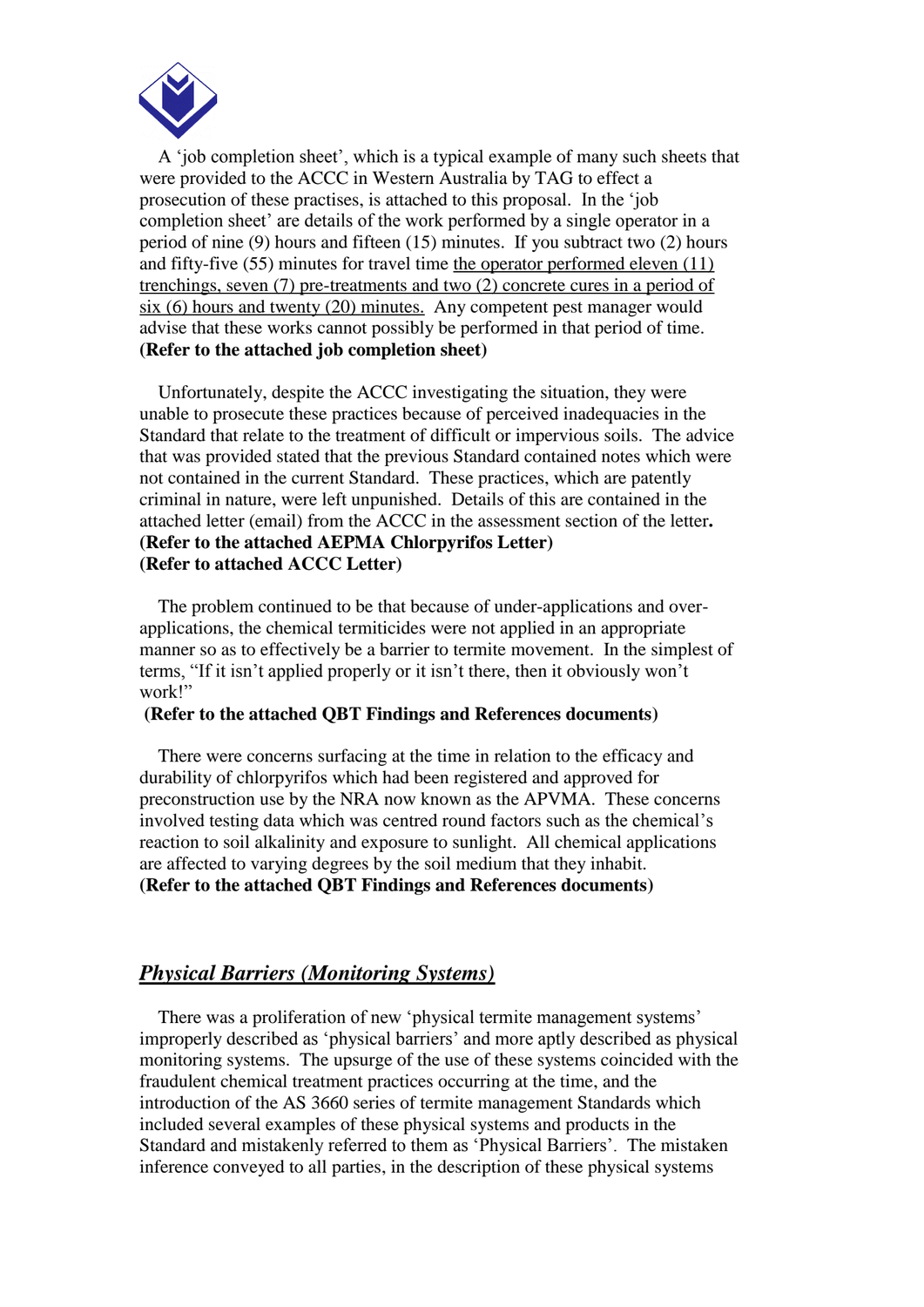A 'job completion sheet', which is a typical example of many such sheets that were provided to the ACCC in Western Australia by TAG to effect a prosecution of these practises, is attached to this proposal. In the 'job completion sheet' are details of the work performed by a single operator in a period of nine (9) hours and fifteen (15) minutes. If you subtract two (2) hours and fifty-five (55) minutes for travel time <u>the operator performed eleven (11) trenchings, seven (7) pre-treatments and two (2) concrete cures in a period of six (6) hours and twenty (20) minutes.</u> Any competent pest manager would advise that these works cannot possibly be performed in that period of time.
**(Refer to the attached job completion sheet)**

Unfortunately, despite the ACCC investigating the situation, they were unable to prosecute these practices because of perceived inadequacies in the Standard that relate to the treatment of difficult or impervious soils. The advice that was provided stated that the previous Standard contained notes which were not contained in the current Standard. These practices, which are patently criminal in nature, were left unpunished. Details of this are contained in the attached letter (email) from the ACCC in the assessment section of the letter.
**(Refer to the attached AEPMA Chlorpyrifos Letter)**
**(Refer to attached ACCC Letter)**

The problem continued to be that because of under-applications and over-applications, the chemical termiticides were not applied in an appropriate manner so as to effectively be a barrier to termite movement. In the simplest of terms, "If it isn't applied properly or it isn't there, then it obviously won't work!"
**(Refer to the attached QBT Findings and References documents)**

There were concerns surfacing at the time in relation to the efficacy and durability of chlorpyrifos which had been registered and approved for preconstruction use by the NRA now known as the APVMA. These concerns involved testing data which was centred round factors such as the chemical's reaction to soil alkalinity and exposure to sunlight. All chemical applications are affected to varying degrees by the soil medium that they inhabit.
**(Refer to the attached QBT Findings and References documents)**

## ***<u>Physical Barriers (Monitoring Systems)</u>***

There was a proliferation of new 'physical termite management systems' improperly described as 'physical barriers' and more aptly described as physical monitoring systems. The upsurge of the use of these systems coincided with the fraudulent chemical treatment practices occurring at the time, and the introduction of the AS 3660 series of termite management Standards which included several examples of these physical systems and products in the Standard and mistakenly referred to them as 'Physical Barriers'. The mistaken inference conveyed to all parties, in the description of these physical systems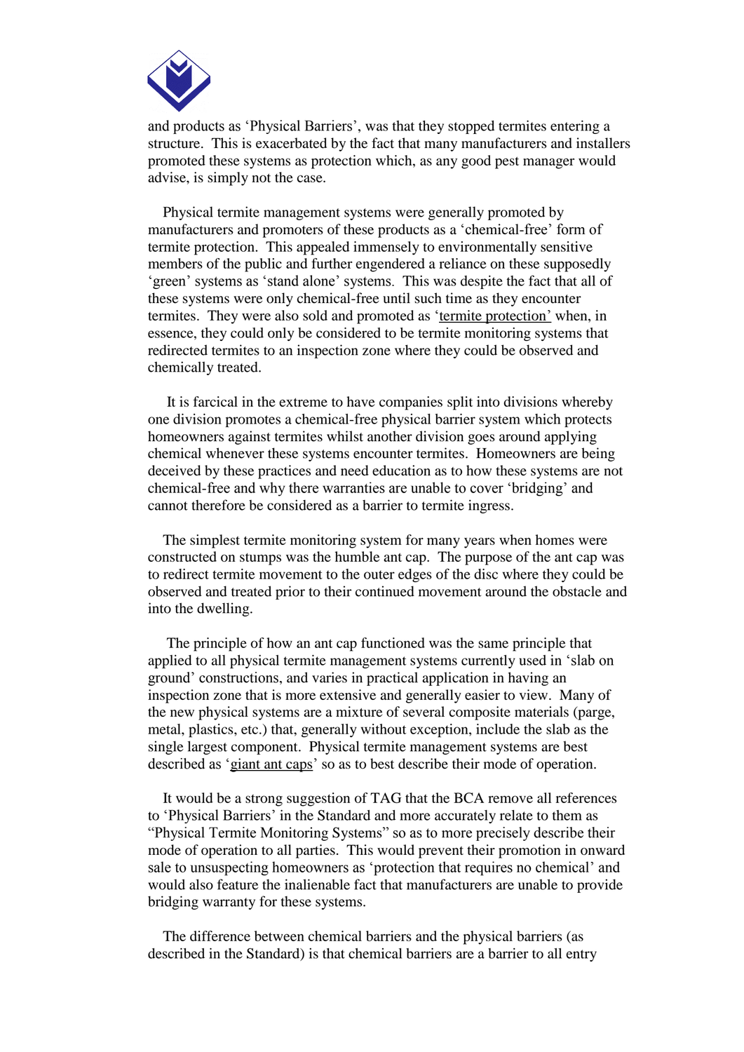and products as 'Physical Barriers', was that they stopped termites entering a structure. This is exacerbated by the fact that many manufacturers and installers promoted these systems as protection which, as any good pest manager would advise, is simply not the case.

Physical termite management systems were generally promoted by manufacturers and promoters of these products as a 'chemical-free' form of termite protection. This appealed immensely to environmentally sensitive members of the public and further engendered a reliance on these supposedly 'green' systems as 'stand alone' systems. This was despite the fact that all of these systems were only chemical-free until such time as they encounter termites. They were also sold and promoted as 'termite protection' when, in essence, they could only be considered to be termite monitoring systems that redirected termites to an inspection zone where they could be observed and chemically treated.

It is farcical in the extreme to have companies split into divisions whereby one division promotes a chemical-free physical barrier system which protects homeowners against termites whilst another division goes around applying chemical whenever these systems encounter termites. Homeowners are being deceived by these practices and need education as to how these systems are not chemical-free and why there warranties are unable to cover 'bridging' and cannot therefore be considered as a barrier to termite ingress.

The simplest termite monitoring system for many years when homes were constructed on stumps was the humble ant cap. The purpose of the ant cap was to redirect termite movement to the outer edges of the disc where they could be observed and treated prior to their continued movement around the obstacle and into the dwelling.

The principle of how an ant cap functioned was the same principle that applied to all physical termite management systems currently used in 'slab on ground' constructions, and varies in practical application in having an inspection zone that is more extensive and generally easier to view. Many of the new physical systems are a mixture of several composite materials (parge, metal, plastics, etc.) that, generally without exception, include the slab as the single largest component. Physical termite management systems are best described as 'giant ant caps' so as to best describe their mode of operation.

It would be a strong suggestion of TAG that the BCA remove all references to 'Physical Barriers' in the Standard and more accurately relate to them as "Physical Termite Monitoring Systems" so as to more precisely describe their mode of operation to all parties. This would prevent their promotion in onward sale to unsuspecting homeowners as 'protection that requires no chemical' and would also feature the inalienable fact that manufacturers are unable to provide bridging warranty for these systems.

The difference between chemical barriers and the physical barriers (as described in the Standard) is that chemical barriers are a barrier to all entry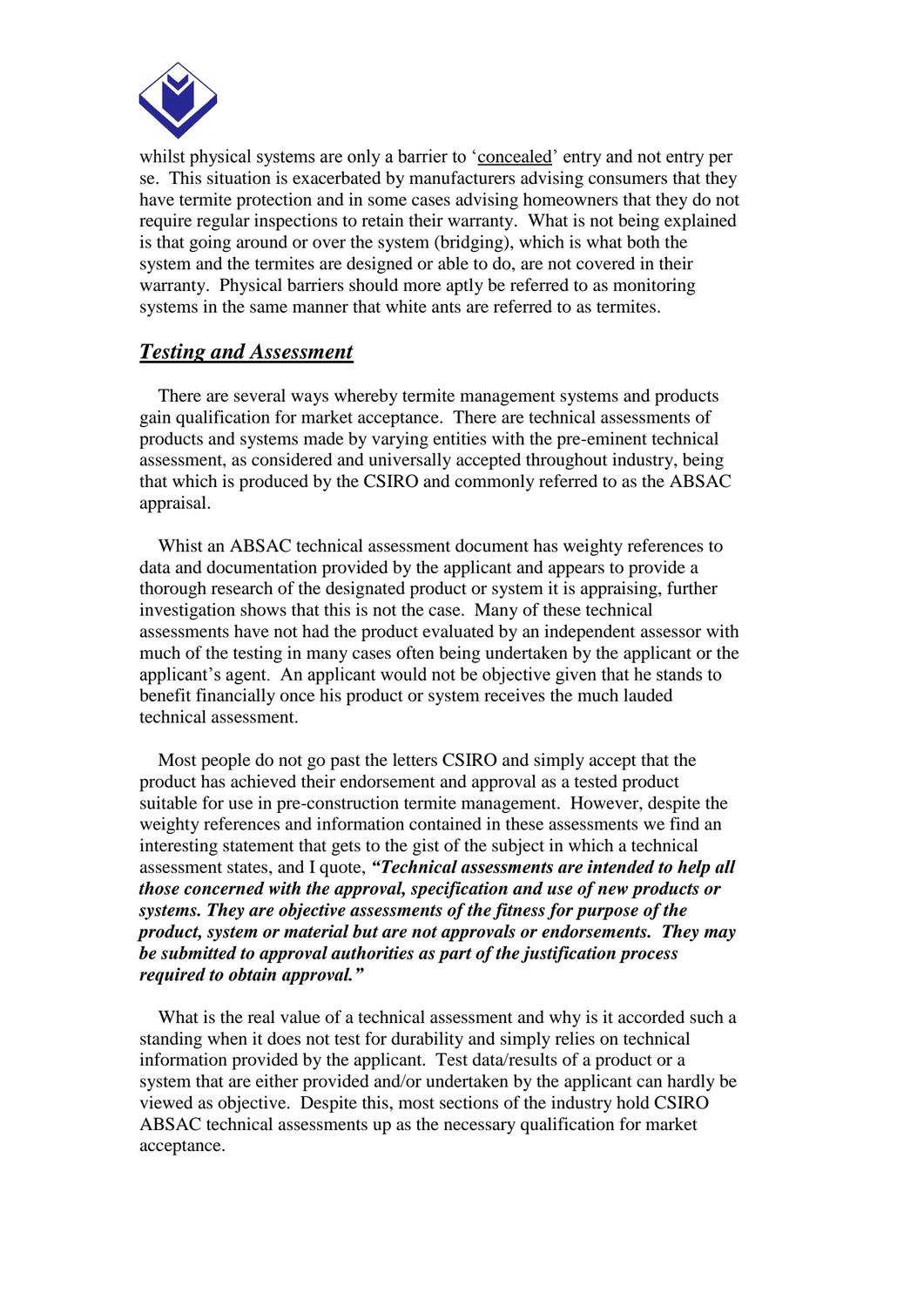whilst physical systems are only a barrier to 'concealed' entry and not entry per se. This situation is exacerbated by manufacturers advising consumers that they have termite protection and in some cases advising homeowners that they do not require regular inspections to retain their warranty. What is not being explained is that going around or over the system (bridging), which is what both the system and the termites are designed or able to do, are not covered in their warranty. Physical barriers should more aptly be referred to as monitoring systems in the same manner that white ants are referred to as termites.

## ***Testing and Assessment***

There are several ways whereby termite management systems and products gain qualification for market acceptance. There are technical assessments of products and systems made by varying entities with the pre-eminent technical assessment, as considered and universally accepted throughout industry, being that which is produced by the CSIRO and commonly referred to as the ABSAC appraisal.

Whist an ABSAC technical assessment document has weighty references to data and documentation provided by the applicant and appears to provide a thorough research of the designated product or system it is appraising, further investigation shows that this is not the case. Many of these technical assessments have not had the product evaluated by an independent assessor with much of the testing in many cases often being undertaken by the applicant or the applicant's agent. An applicant would not be objective given that he stands to benefit financially once his product or system receives the much lauded technical assessment.

Most people do not go past the letters CSIRO and simply accept that the product has achieved their endorsement and approval as a tested product suitable for use in pre-construction termite management. However, despite the weighty references and information contained in these assessments we find an interesting statement that gets to the gist of the subject in which a technical assessment states, and I quote, ***"Technical assessments are intended to help all those concerned with the approval, specification and use of new products or systems. They are objective assessments of the fitness for purpose of the product, system or material but are not approvals or endorsements. They may be submitted to approval authorities as part of the justification process required to obtain approval."***

What is the real value of a technical assessment and why is it accorded such a standing when it does not test for durability and simply relies on technical information provided by the applicant. Test data/results of a product or a system that are either provided and/or undertaken by the applicant can hardly be viewed as objective. Despite this, most sections of the industry hold CSIRO ABSAC technical assessments up as the necessary qualification for market acceptance.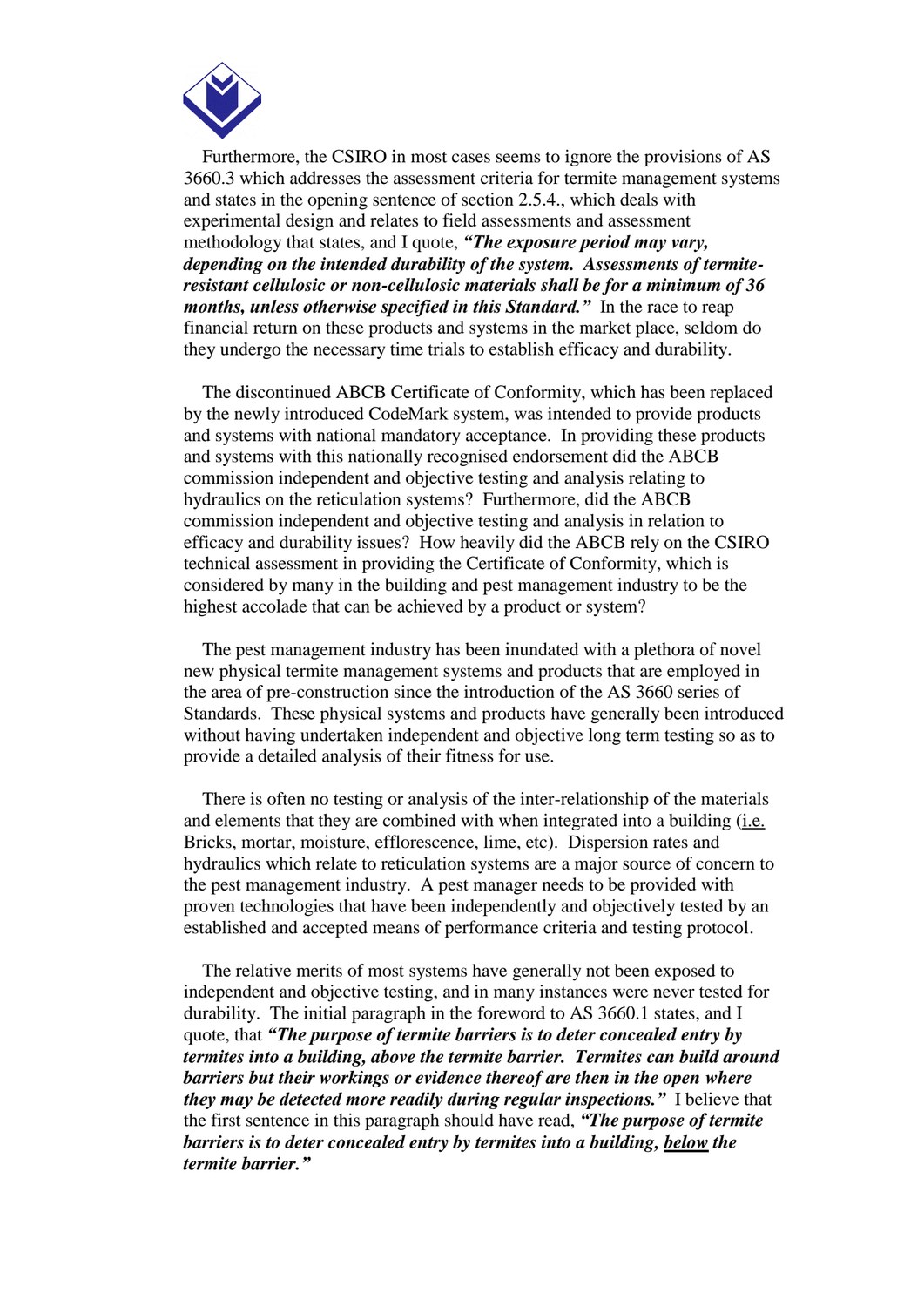Furthermore, the CSIRO in most cases seems to ignore the provisions of AS 3660.3 which addresses the assessment criteria for termite management systems and states in the opening sentence of section 2.5.4., which deals with experimental design and relates to field assessments and assessment methodology that states, and I quote, ***"The exposure period may vary, depending on the intended durability of the system. Assessments of termite-resistant cellulosic or non-cellulosic materials shall be for a minimum of 36 months, unless otherwise specified in this Standard."*** In the race to reap financial return on these products and systems in the market place, seldom do they undergo the necessary time trials to establish efficacy and durability.

The discontinued ABCB Certificate of Conformity, which has been replaced by the newly introduced CodeMark system, was intended to provide products and systems with national mandatory acceptance. In providing these products and systems with this nationally recognised endorsement did the ABCB commission independent and objective testing and analysis relating to hydraulics on the reticulation systems? Furthermore, did the ABCB commission independent and objective testing and analysis in relation to efficacy and durability issues? How heavily did the ABCB rely on the CSIRO technical assessment in providing the Certificate of Conformity, which is considered by many in the building and pest management industry to be the highest accolade that can be achieved by a product or system?

The pest management industry has been inundated with a plethora of novel new physical termite management systems and products that are employed in the area of pre-construction since the introduction of the AS 3660 series of Standards. These physical systems and products have generally been introduced without having undertaken independent and objective long term testing so as to provide a detailed analysis of their fitness for use.

There is often no testing or analysis of the inter-relationship of the materials and elements that they are combined with when integrated into a building (<u>i.e.</u> Bricks, mortar, moisture, efflorescence, lime, etc). Dispersion rates and hydraulics which relate to reticulation systems are a major source of concern to the pest management industry. A pest manager needs to be provided with proven technologies that have been independently and objectively tested by an established and accepted means of performance criteria and testing protocol.

The relative merits of most systems have generally not been exposed to independent and objective testing, and in many instances were never tested for durability. The initial paragraph in the foreword to AS 3660.1 states, and I quote, that ***"The purpose of termite barriers is to deter concealed entry by termites into a building, above the termite barrier. Termites can build around barriers but their workings or evidence thereof are then in the open where they may be detected more readily during regular inspections."*** I believe that the first sentence in this paragraph should have read, ***"The purpose of termite barriers is to deter concealed entry by termites into a building, <u>below</u> the termite barrier."***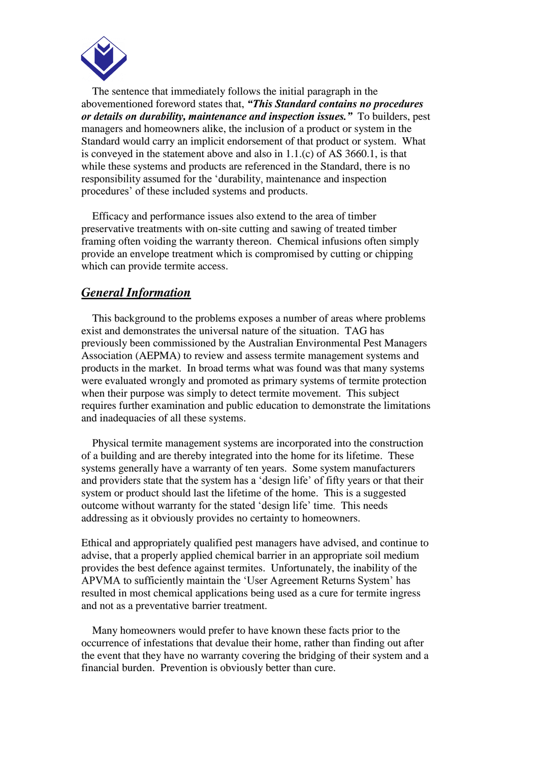The sentence that immediately follows the initial paragraph in the abovementioned foreword states that, ***"This Standard contains no procedures or details on durability, maintenance and inspection issues."*** To builders, pest managers and homeowners alike, the inclusion of a product or system in the Standard would carry an implicit endorsement of that product or system. What is conveyed in the statement above and also in 1.1.(c) of AS 3660.1, is that while these systems and products are referenced in the Standard, there is no responsibility assumed for the 'durability, maintenance and inspection procedures' of these included systems and products.

Efficacy and performance issues also extend to the area of timber preservative treatments with on-site cutting and sawing of treated timber framing often voiding the warranty thereon. Chemical infusions often simply provide an envelope treatment which is compromised by cutting or chipping which can provide termite access.

## *General Information*

This background to the problems exposes a number of areas where problems exist and demonstrates the universal nature of the situation. TAG has previously been commissioned by the Australian Environmental Pest Managers Association (AEPMA) to review and assess termite management systems and products in the market. In broad terms what was found was that many systems were evaluated wrongly and promoted as primary systems of termite protection when their purpose was simply to detect termite movement. This subject requires further examination and public education to demonstrate the limitations and inadequacies of all these systems.

Physical termite management systems are incorporated into the construction of a building and are thereby integrated into the home for its lifetime. These systems generally have a warranty of ten years. Some system manufacturers and providers state that the system has a 'design life' of fifty years or that their system or product should last the lifetime of the home. This is a suggested outcome without warranty for the stated 'design life' time. This needs addressing as it obviously provides no certainty to homeowners.

Ethical and appropriately qualified pest managers have advised, and continue to advise, that a properly applied chemical barrier in an appropriate soil medium provides the best defence against termites. Unfortunately, the inability of the APVMA to sufficiently maintain the 'User Agreement Returns System' has resulted in most chemical applications being used as a cure for termite ingress and not as a preventative barrier treatment.

Many homeowners would prefer to have known these facts prior to the occurrence of infestations that devalue their home, rather than finding out after the event that they have no warranty covering the bridging of their system and a financial burden. Prevention is obviously better than cure.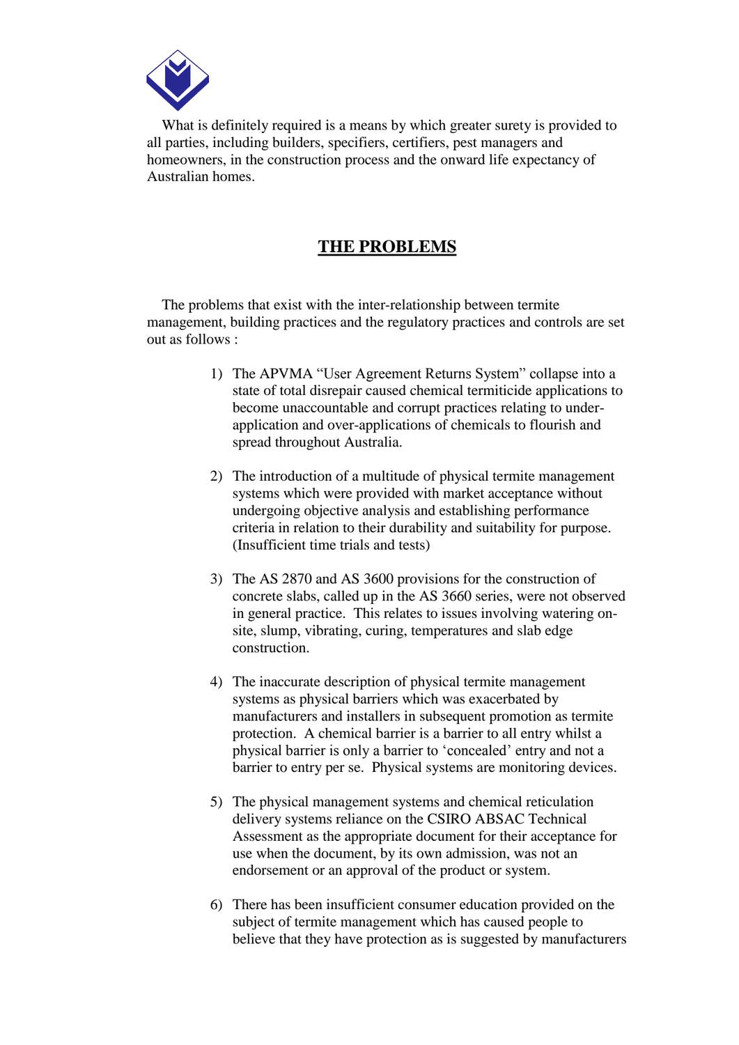What is definitely required is a means by which greater surety is provided to all parties, including builders, specifiers, certifiers, pest managers and homeowners, in the construction process and the onward life expectancy of Australian homes.

## THE PROBLEMS

The problems that exist with the inter-relationship between termite management, building practices and the regulatory practices and controls are set out as follows :

1) The APVMA "User Agreement Returns System" collapse into a state of total disrepair caused chemical termiticide applications to become unaccountable and corrupt practices relating to under-application and over-applications of chemicals to flourish and spread throughout Australia.

2) The introduction of a multitude of physical termite management systems which were provided with market acceptance without undergoing objective analysis and establishing performance criteria in relation to their durability and suitability for purpose. (Insufficient time trials and tests)

3) The AS 2870 and AS 3600 provisions for the construction of concrete slabs, called up in the AS 3660 series, were not observed in general practice. This relates to issues involving watering on-site, slump, vibrating, curing, temperatures and slab edge construction.

4) The inaccurate description of physical termite management systems as physical barriers which was exacerbated by manufacturers and installers in subsequent promotion as termite protection. A chemical barrier is a barrier to all entry whilst a physical barrier is only a barrier to 'concealed' entry and not a barrier to entry per se. Physical systems are monitoring devices.

5) The physical management systems and chemical reticulation delivery systems reliance on the CSIRO ABSAC Technical Assessment as the appropriate document for their acceptance for use when the document, by its own admission, was not an endorsement or an approval of the product or system.

6) There has been insufficient consumer education provided on the subject of termite management which has caused people to believe that they have protection as is suggested by manufacturers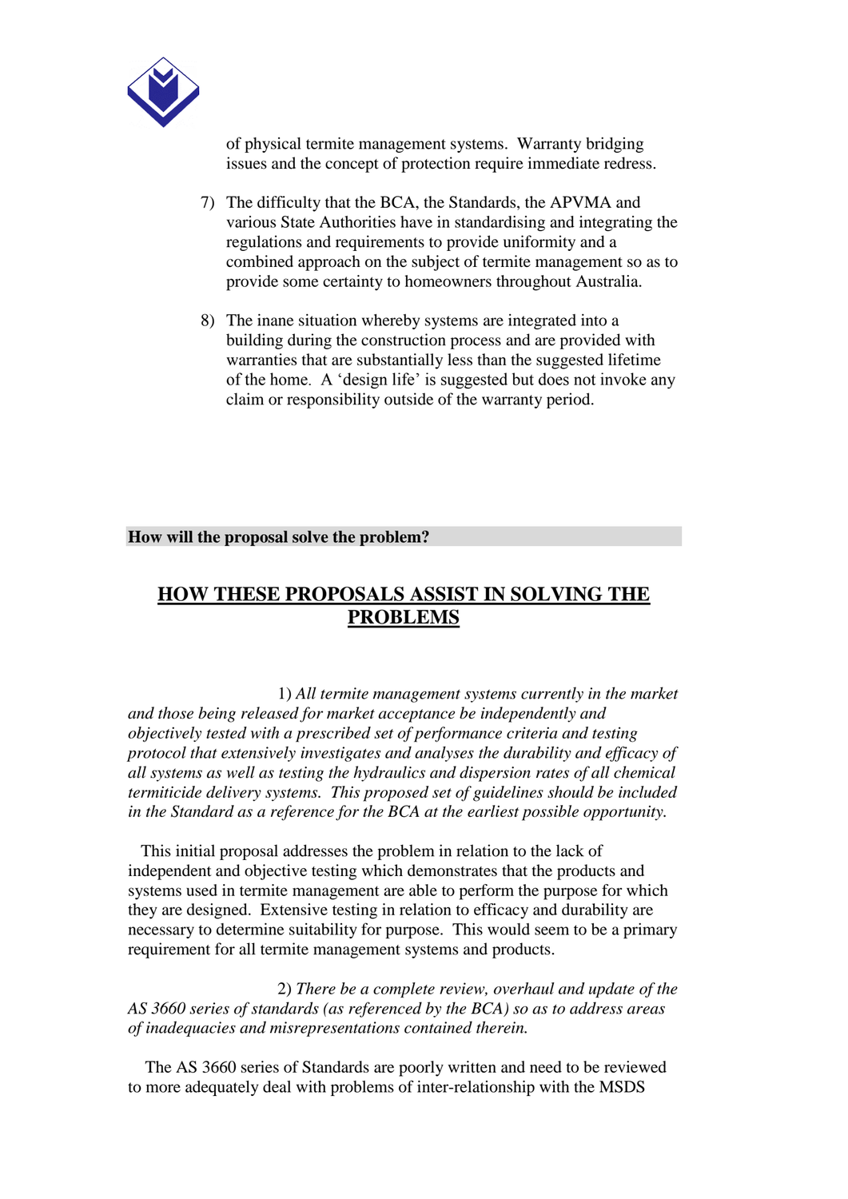of physical termite management systems. Warranty bridging issues and the concept of protection require immediate redress.

7) The difficulty that the BCA, the Standards, the APVMA and various State Authorities have in standardising and integrating the regulations and requirements to provide uniformity and a combined approach on the subject of termite management so as to provide some certainty to homeowners throughout Australia.

8) The inane situation whereby systems are integrated into a building during the construction process and are provided with warranties that are substantially less than the suggested lifetime of the home. A 'design life' is suggested but does not invoke any claim or responsibility outside of the warranty period.

**How will the proposal solve the problem?**

## HOW THESE PROPOSALS ASSIST IN SOLVING THE PROBLEMS

1) *All termite management systems currently in the market and those being released for market acceptance be independently and objectively tested with a prescribed set of performance criteria and testing protocol that extensively investigates and analyses the durability and efficacy of all systems as well as testing the hydraulics and dispersion rates of all chemical termiticide delivery systems. This proposed set of guidelines should be included in the Standard as a reference for the BCA at the earliest possible opportunity.*

This initial proposal addresses the problem in relation to the lack of independent and objective testing which demonstrates that the products and systems used in termite management are able to perform the purpose for which they are designed. Extensive testing in relation to efficacy and durability are necessary to determine suitability for purpose. This would seem to be a primary requirement for all termite management systems and products.

2) *There be a complete review, overhaul and update of the AS 3660 series of standards (as referenced by the BCA) so as to address areas of inadequacies and misrepresentations contained therein.*

The AS 3660 series of Standards are poorly written and need to be reviewed to more adequately deal with problems of inter-relationship with the MSDS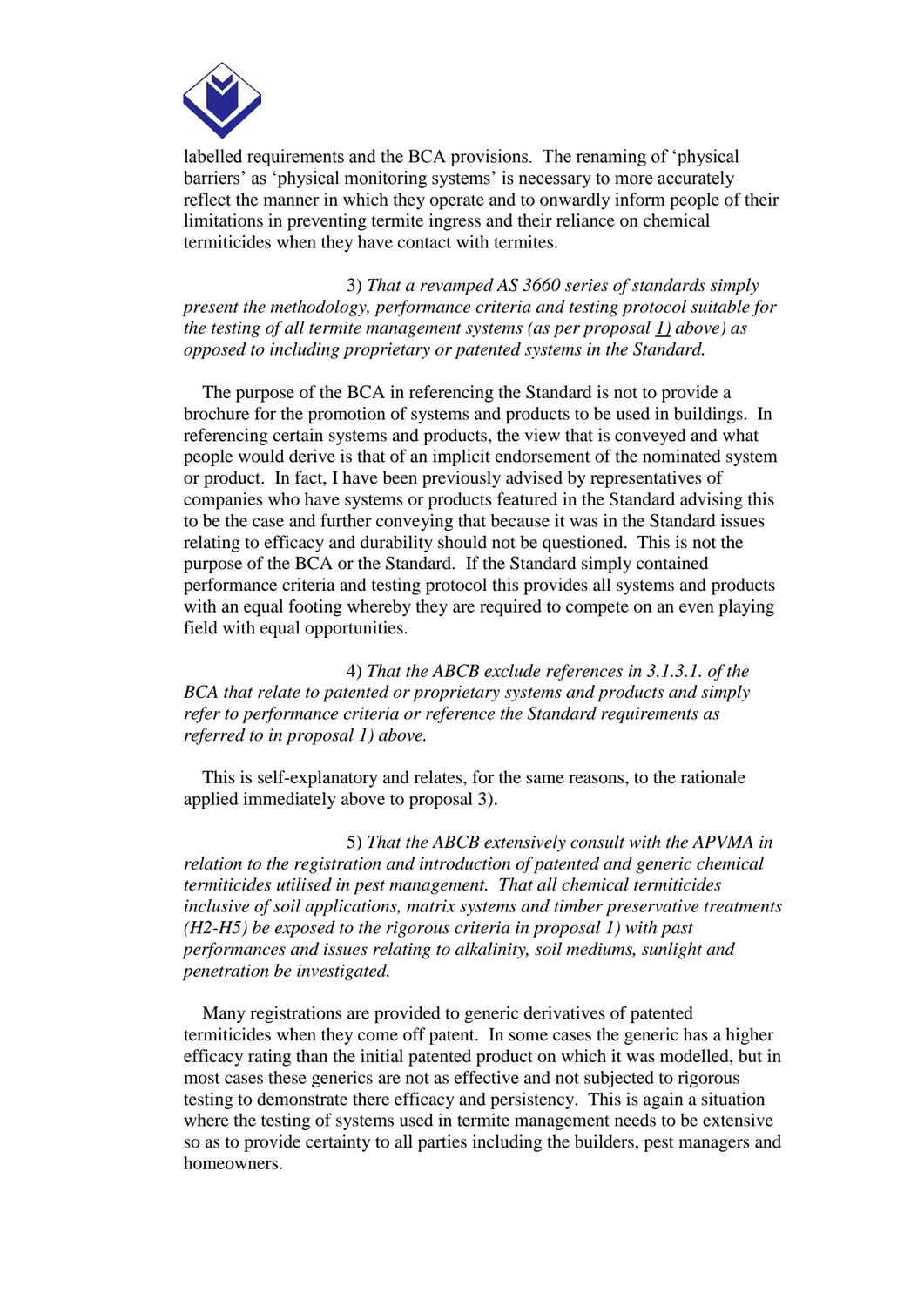labelled requirements and the BCA provisions. The renaming of 'physical barriers' as 'physical monitoring systems' is necessary to more accurately reflect the manner in which they operate and to onwardly inform people of their limitations in preventing termite ingress and their reliance on chemical termiticides when they have contact with termites.

3) *That a revamped AS 3660 series of standards simply present the methodology, performance criteria and testing protocol suitable for the testing of all termite management systems (as per proposal* <u>*1)*</u> *above) as opposed to including proprietary or patented systems in the Standard.*

The purpose of the BCA in referencing the Standard is not to provide a brochure for the promotion of systems and products to be used in buildings. In referencing certain systems and products, the view that is conveyed and what people would derive is that of an implicit endorsement of the nominated system or product. In fact, I have been previously advised by representatives of companies who have systems or products featured in the Standard advising this to be the case and further conveying that because it was in the Standard issues relating to efficacy and durability should not be questioned. This is not the purpose of the BCA or the Standard. If the Standard simply contained performance criteria and testing protocol this provides all systems and products with an equal footing whereby they are required to compete on an even playing field with equal opportunities.

4) *That the ABCB exclude references in 3.1.3.1. of the BCA that relate to patented or proprietary systems and products and simply refer to performance criteria or reference the Standard requirements as referred to in proposal 1) above.*

This is self-explanatory and relates, for the same reasons, to the rationale applied immediately above to proposal 3).

5) *That the ABCB extensively consult with the APVMA in relation to the registration and introduction of patented and generic chemical termiticides utilised in pest management. That all chemical termiticides inclusive of soil applications, matrix systems and timber preservative treatments (H2-H5) be exposed to the rigorous criteria in proposal 1) with past performances and issues relating to alkalinity, soil mediums, sunlight and penetration be investigated.*

Many registrations are provided to generic derivatives of patented termiticides when they come off patent. In some cases the generic has a higher efficacy rating than the initial patented product on which it was modelled, but in most cases these generics are not as effective and not subjected to rigorous testing to demonstrate there efficacy and persistency. This is again a situation where the testing of systems used in termite management needs to be extensive so as to provide certainty to all parties including the builders, pest managers and homeowners.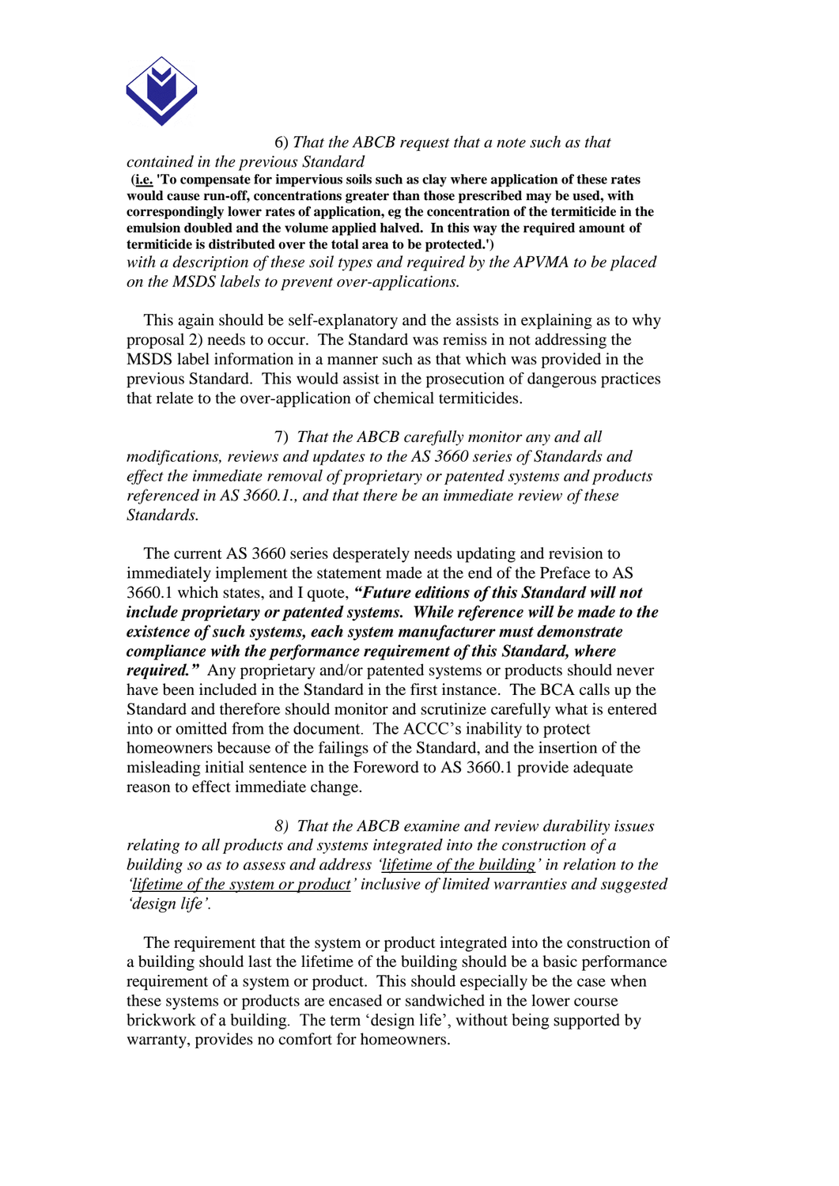*6) That the ABCB request that a note such as that contained in the previous Standard*

**(i.e. 'To compensate for impervious soils such as clay where application of these rates would cause run-off, concentrations greater than those prescribed may be used, with correspondingly lower rates of application, eg the concentration of the termiticide in the emulsion doubled and the volume applied halved. In this way the required amount of termiticide is distributed over the total area to be protected.')**

*with a description of these soil types and required by the APVMA to be placed on the MSDS labels to prevent over-applications.*

This again should be self-explanatory and the assists in explaining as to why proposal 2) needs to occur. The Standard was remiss in not addressing the MSDS label information in a manner such as that which was provided in the previous Standard. This would assist in the prosecution of dangerous practices that relate to the over-application of chemical termiticides.

*7) That the ABCB carefully monitor any and all modifications, reviews and updates to the AS 3660 series of Standards and effect the immediate removal of proprietary or patented systems and products referenced in AS 3660.1., and that there be an immediate review of these Standards.*

The current AS 3660 series desperately needs updating and revision to immediately implement the statement made at the end of the Preface to AS 3660.1 which states, and I quote, ***"Future editions of this Standard will not include proprietary or patented systems. While reference will be made to the existence of such systems, each system manufacturer must demonstrate compliance with the performance requirement of this Standard, where required."*** Any proprietary and/or patented systems or products should never have been included in the Standard in the first instance. The BCA calls up the Standard and therefore should monitor and scrutinize carefully what is entered into or omitted from the document. The ACCC's inability to protect homeowners because of the failings of the Standard, and the insertion of the misleading initial sentence in the Foreword to AS 3660.1 provide adequate reason to effect immediate change.

*8) That the ABCB examine and review durability issues relating to all products and systems integrated into the construction of a building so as to assess and address 'lifetime of the building' in relation to the 'lifetime of the system or product' inclusive of limited warranties and suggested 'design life'.*

The requirement that the system or product integrated into the construction of a building should last the lifetime of the building should be a basic performance requirement of a system or product. This should especially be the case when these systems or products are encased or sandwiched in the lower course brickwork of a building. The term 'design life', without being supported by warranty, provides no comfort for homeowners.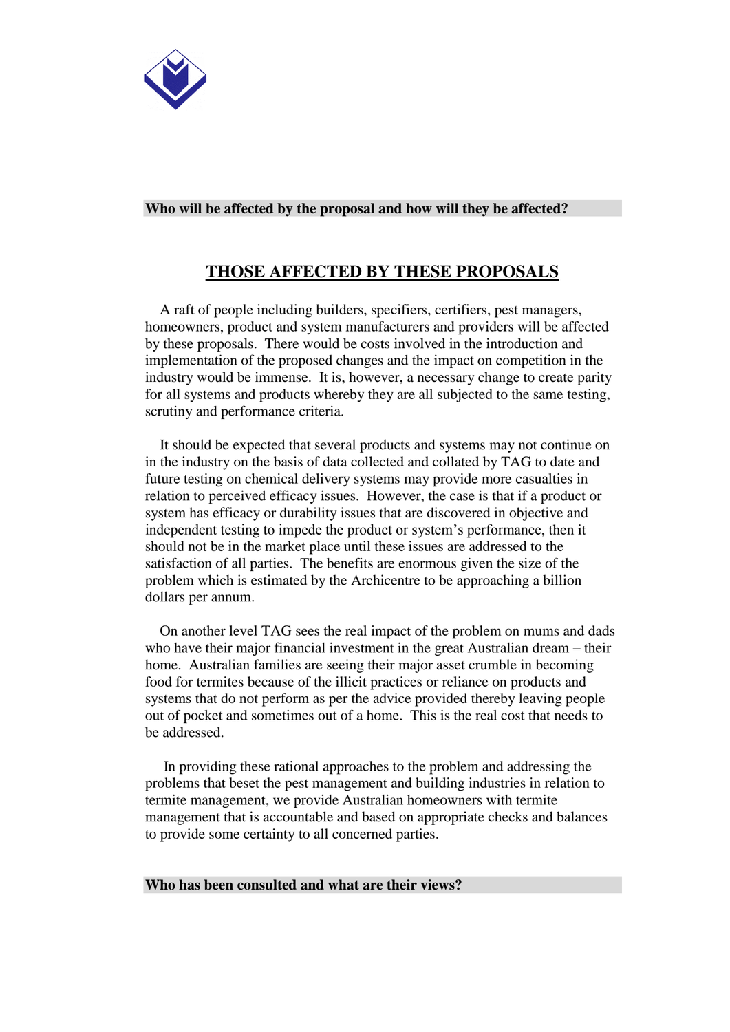**Who will be affected by the proposal and how will they be affected?**

## THOSE AFFECTED BY THESE PROPOSALS

A raft of people including builders, specifiers, certifiers, pest managers, homeowners, product and system manufacturers and providers will be affected by these proposals. There would be costs involved in the introduction and implementation of the proposed changes and the impact on competition in the industry would be immense. It is, however, a necessary change to create parity for all systems and products whereby they are all subjected to the same testing, scrutiny and performance criteria.

It should be expected that several products and systems may not continue on in the industry on the basis of data collected and collated by TAG to date and future testing on chemical delivery systems may provide more casualties in relation to perceived efficacy issues. However, the case is that if a product or system has efficacy or durability issues that are discovered in objective and independent testing to impede the product or system's performance, then it should not be in the market place until these issues are addressed to the satisfaction of all parties. The benefits are enormous given the size of the problem which is estimated by the Archicentre to be approaching a billion dollars per annum.

On another level TAG sees the real impact of the problem on mums and dads who have their major financial investment in the great Australian dream – their home. Australian families are seeing their major asset crumble in becoming food for termites because of the illicit practices or reliance on products and systems that do not perform as per the advice provided thereby leaving people out of pocket and sometimes out of a home. This is the real cost that needs to be addressed.

In providing these rational approaches to the problem and addressing the problems that beset the pest management and building industries in relation to termite management, we provide Australian homeowners with termite management that is accountable and based on appropriate checks and balances to provide some certainty to all concerned parties.

**Who has been consulted and what are their views?**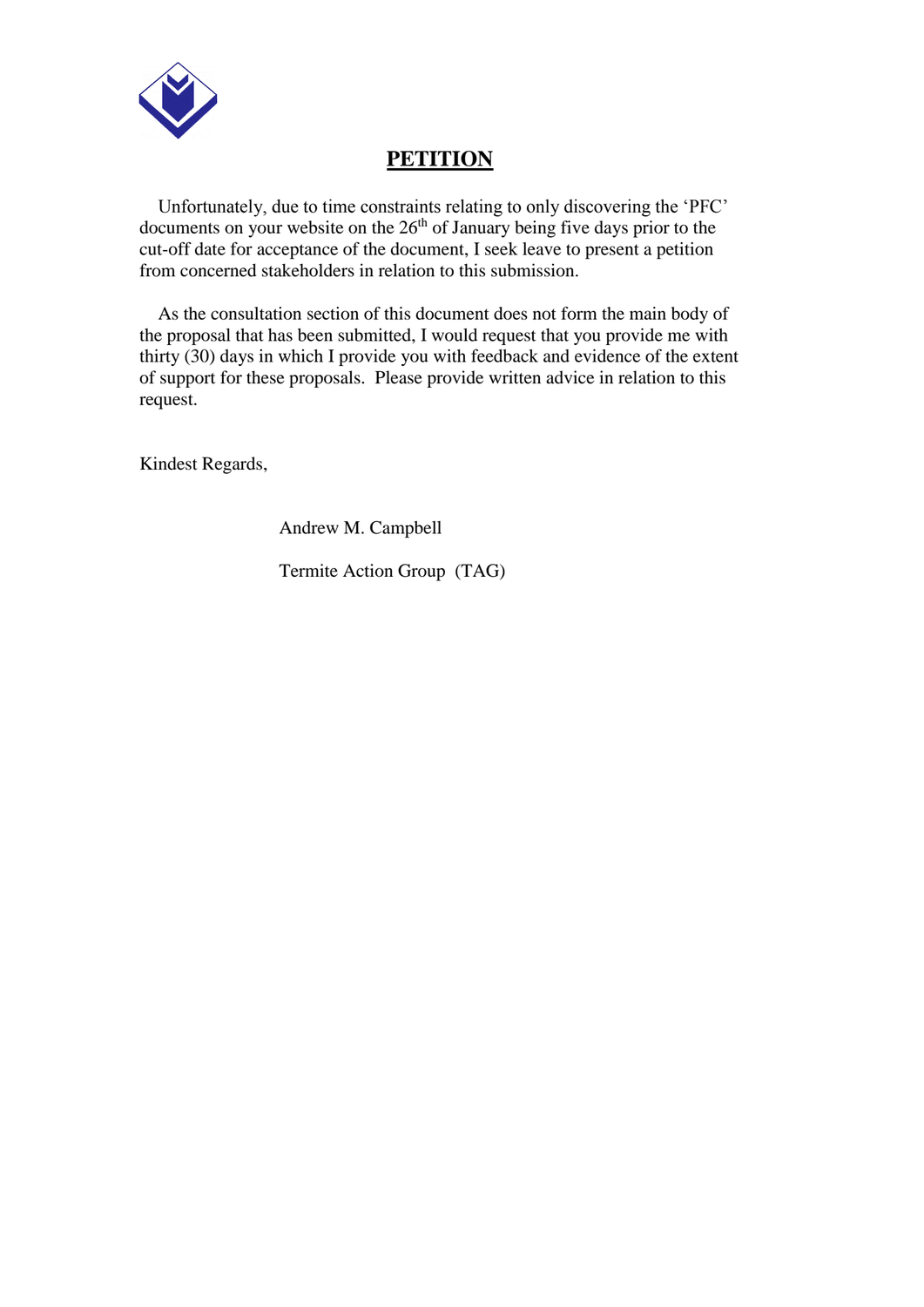# PETITION

Unfortunately, due to time constraints relating to only discovering the 'PFC' documents on your website on the 26th of January being five days prior to the cut-off date for acceptance of the document, I seek leave to present a petition from concerned stakeholders in relation to this submission.

As the consultation section of this document does not form the main body of the proposal that has been submitted, I would request that you provide me with thirty (30) days in which I provide you with feedback and evidence of the extent of support for these proposals. Please provide written advice in relation to this request.

Kindest Regards,

Andrew M. Campbell

Termite Action Group (TAG)